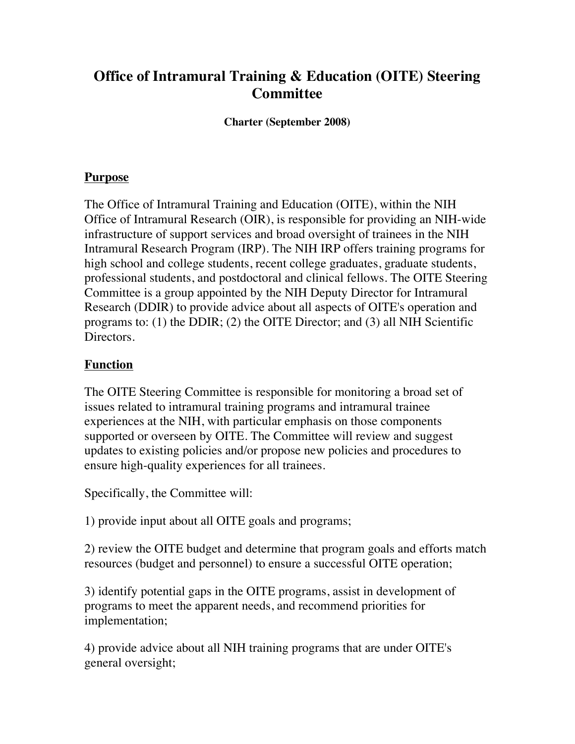# Office of Intramural Training & Education (OITE) Steering Committee

**Charter (September 2008)**

## Purpose

The Office of Intramural Training and Education (OITE), within the NIH Office of Intramural Research (OIR), is responsible for providing an NIH-wide infrastructure of support services and broad oversight of trainees in the NIH Intramural Research Program (IRP). The NIH IRP offers training programs for high school and college students, recent college graduates, graduate students, professional students, and postdoctoral and clinical fellows. The OITE Steering Committee is a group appointed by the NIH Deputy Director for Intramural Research (DDIR) to provide advice about all aspects of OITE's operation and programs to: (1) the DDIR; (2) the OITE Director; and (3) all NIH Scientific Directors.

## Function

The OITE Steering Committee is responsible for monitoring a broad set of issues related to intramural training programs and intramural trainee experiences at the NIH, with particular emphasis on those components supported or overseen by OITE. The Committee will review and suggest updates to existing policies and/or propose new policies and procedures to ensure high-quality experiences for all trainees.

Specifically, the Committee will:

1) provide input about all OITE goals and programs;

2) review the OITE budget and determine that program goals and efforts match resources (budget and personnel) to ensure a successful OITE operation;

3) identify potential gaps in the OITE programs, assist in development of programs to meet the apparent needs, and recommend priorities for implementation;

4) provide advice about all NIH training programs that are under OITE's general oversight;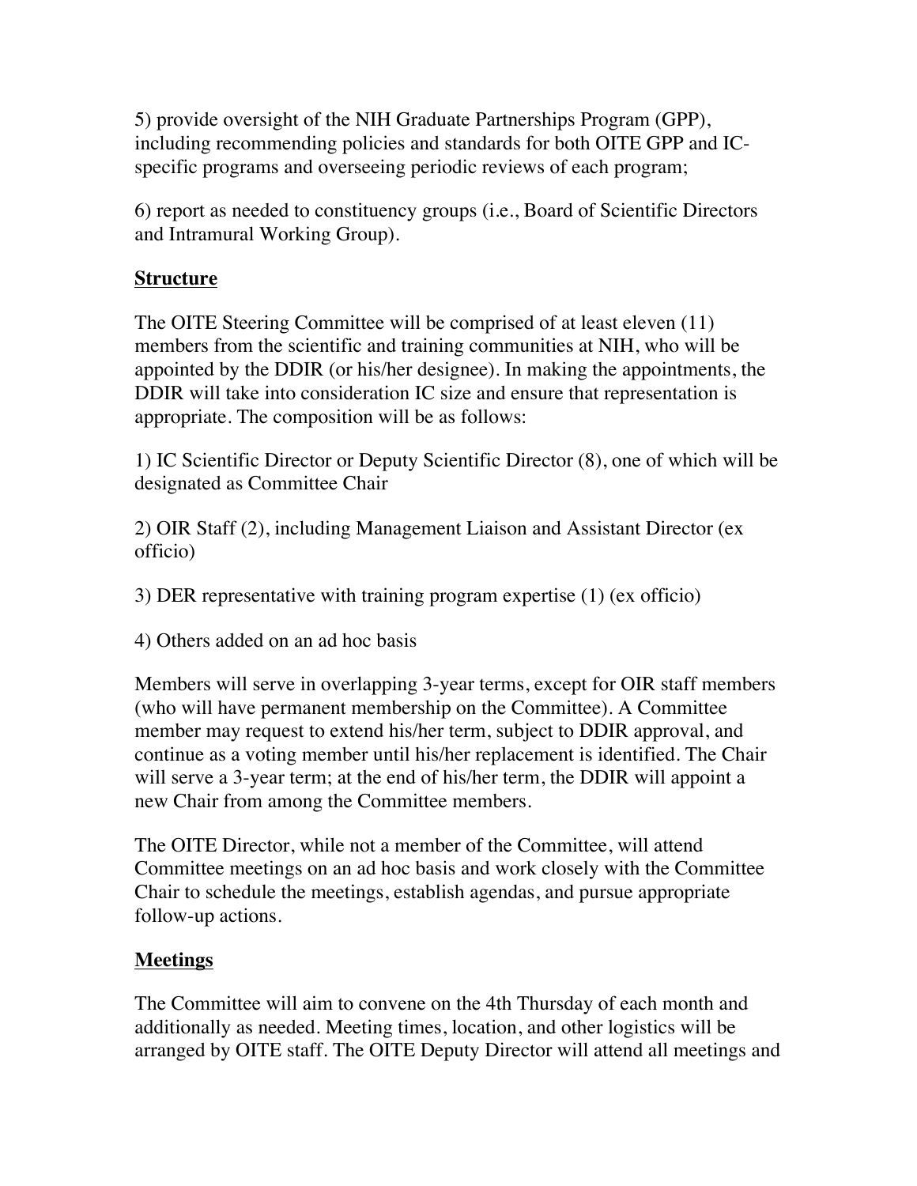5) provide oversight of the NIH Graduate Partnerships Program (GPP), including recommending policies and standards for both OITE GPP and IC-specific programs and overseeing periodic reviews of each program;

6) report as needed to constituency groups (i.e., Board of Scientific Directors and Intramural Working Group).

## **Structure**

The OITE Steering Committee will be comprised of at least eleven (11) members from the scientific and training communities at NIH, who will be appointed by the DDIR (or his/her designee). In making the appointments, the DDIR will take into consideration IC size and ensure that representation is appropriate. The composition will be as follows:

1) IC Scientific Director or Deputy Scientific Director (8), one of which will be designated as Committee Chair

2) OIR Staff (2), including Management Liaison and Assistant Director (ex officio)

3) DER representative with training program expertise (1) (ex officio)

4) Others added on an ad hoc basis

Members will serve in overlapping 3-year terms, except for OIR staff members (who will have permanent membership on the Committee). A Committee member may request to extend his/her term, subject to DDIR approval, and continue as a voting member until his/her replacement is identified. The Chair will serve a 3-year term; at the end of his/her term, the DDIR will appoint a new Chair from among the Committee members.

The OITE Director, while not a member of the Committee, will attend Committee meetings on an ad hoc basis and work closely with the Committee Chair to schedule the meetings, establish agendas, and pursue appropriate follow-up actions.

## **Meetings**

The Committee will aim to convene on the 4th Thursday of each month and additionally as needed. Meeting times, location, and other logistics will be arranged by OITE staff. The OITE Deputy Director will attend all meetings and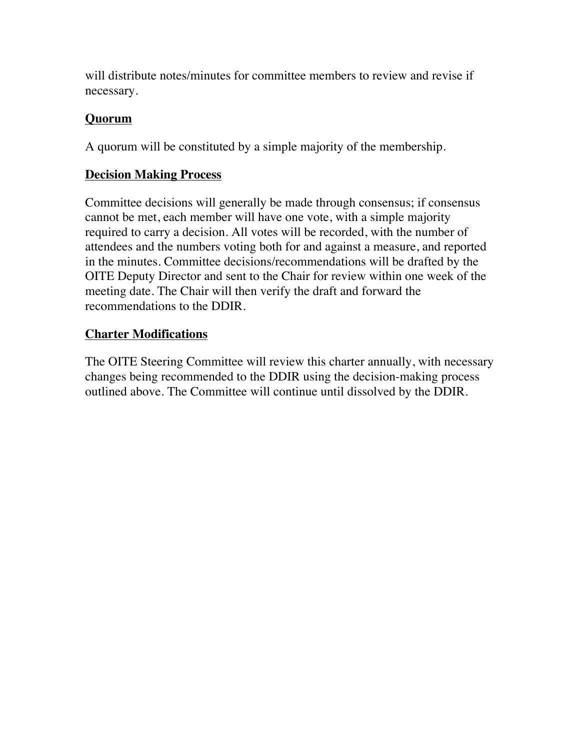will distribute notes/minutes for committee members to review and revise if necessary.

## Quorum

A quorum will be constituted by a simple majority of the membership.

## Decision Making Process

Committee decisions will generally be made through consensus; if consensus cannot be met, each member will have one vote, with a simple majority required to carry a decision. All votes will be recorded, with the number of attendees and the numbers voting both for and against a measure, and reported in the minutes. Committee decisions/recommendations will be drafted by the OITE Deputy Director and sent to the Chair for review within one week of the meeting date. The Chair will then verify the draft and forward the recommendations to the DDIR.

## Charter Modifications

The OITE Steering Committee will review this charter annually, with necessary changes being recommended to the DDIR using the decision-making process outlined above. The Committee will continue until dissolved by the DDIR.